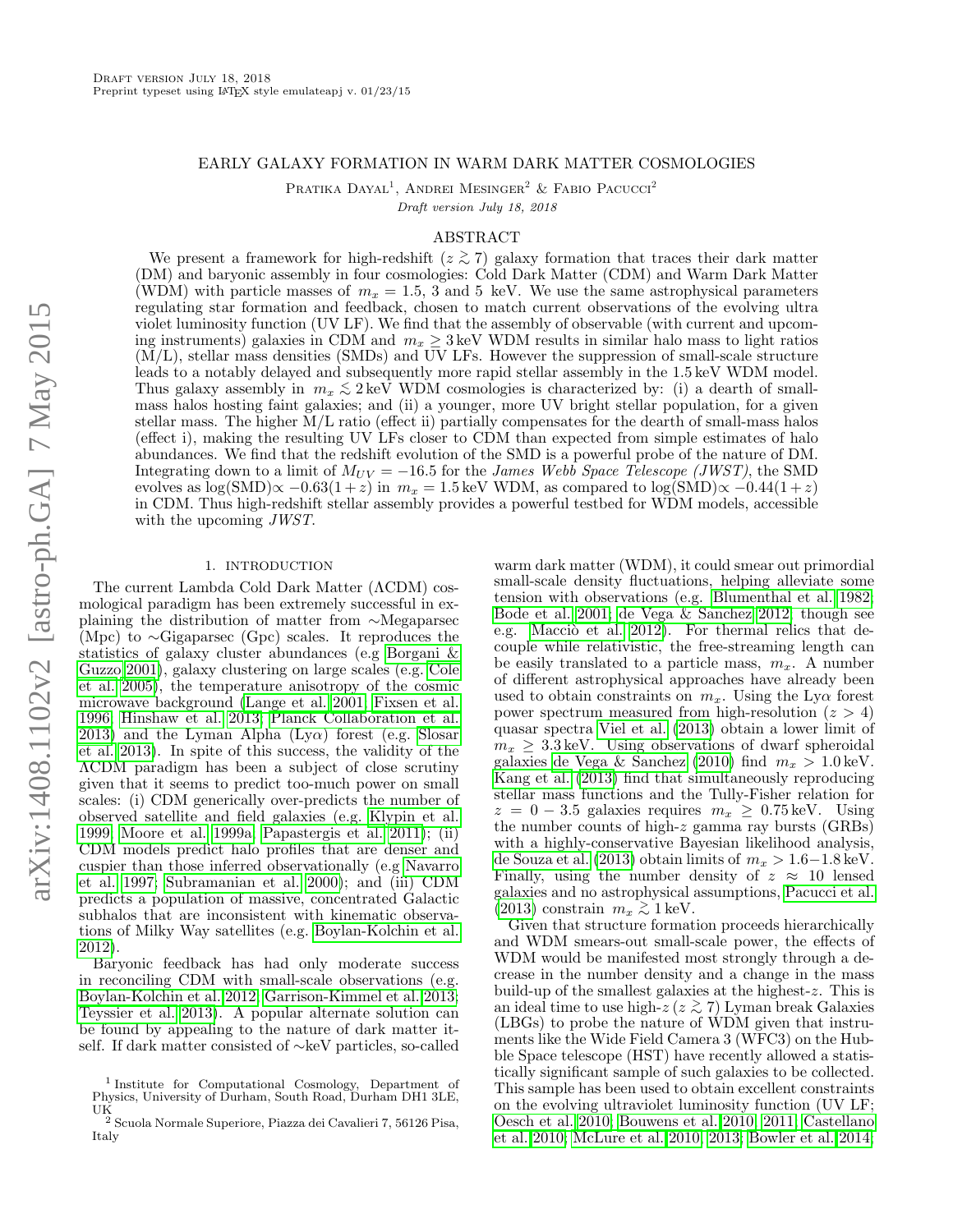Draft version July 18, 2018

Preprint typeset using LaTeX style emulateapj v. 01/23/15

# EARLY GALAXY FORMATION IN WARM DARK MATTER COSMOLOGIES

Pratika Dayal[1], Andrei Mesinger[2] & Fabio Pacucci[2]

*Draft version July 18, 2018*

## ABSTRACT

We present a framework for high-redshift ($z \gtrsim 7$) galaxy formation that traces their dark matter (DM) and baryonic assembly in four cosmologies: Cold Dark Matter (CDM) and Warm Dark Matter (WDM) with particle masses of $m_x = 1.5$, 3 and 5 keV. We use the same astrophysical parameters regulating star formation and feedback, chosen to match current observations of the evolving ultra violet luminosity function (UV LF). We find that the assembly of observable (with current and upcoming instruments) galaxies in CDM and $m_x \geq 3$ keV WDM results in similar halo mass to light ratios (M/L), stellar mass densities (SMDs) and UV LFs. However the suppression of small-scale structure leads to a notably delayed and subsequently more rapid stellar assembly in the 1.5 keV WDM model. Thus galaxy assembly in $m_x \lesssim 2$ keV WDM cosmologies is characterized by: (i) a dearth of small-mass halos hosting faint galaxies; and (ii) a younger, more UV bright stellar population, for a given stellar mass. The higher M/L ratio (effect ii) partially compensates for the dearth of small-mass halos (effect i), making the resulting UV LFs closer to CDM than expected from simple estimates of halo abundances. We find that the redshift evolution of the SMD is a powerful probe of the nature of DM. Integrating down to a limit of $M_{UV} = -16.5$ for the *James Webb Space Telescope (JWST)*, the SMD evolves as log(SMD)$\propto -0.63(1+z)$ in $m_x = 1.5$ keV WDM, as compared to log(SMD)$\propto -0.44(1+z)$ in CDM. Thus high-redshift stellar assembly provides a powerful testbed for WDM models, accessible with the upcoming *JWST*.

## 1. INTRODUCTION

The current Lambda Cold Dark Matter (ΛCDM) cosmological paradigm has been extremely successful in explaining the distribution of matter from ∼Megaparsec (Mpc) to ∼Gigaparsec (Gpc) scales. It reproduces the statistics of galaxy cluster abundances (e.g Borgani & Guzzo 2001), galaxy clustering on large scales (e.g. Cole et al. 2005), the temperature anisotropy of the cosmic microwave background (Lange et al. 2001; Fixsen et al. 1996; Hinshaw et al. 2013; Planck Collaboration et al. 2013) and the Lyman Alpha (Lyα) forest (e.g. Slosar et al. 2013). In spite of this success, the validity of the ΛCDM paradigm has been a subject of close scrutiny given that it seems to predict too-much power on small scales: (i) CDM generically over-predicts the number of observed satellite and field galaxies (e.g. Klypin et al. 1999; Moore et al. 1999a; Papastergis et al. 2011); (ii) CDM models predict halo profiles that are denser and cuspier than those inferred observationally (e.g Navarro et al. 1997; Subramanian et al. 2000); and (iii) CDM predicts a population of massive, concentrated Galactic subhalos that are inconsistent with kinematic observations of Milky Way satellites (e.g. Boylan-Kolchin et al. 2012).

Baryonic feedback has had only moderate success in reconciling CDM with small-scale observations (e.g. Boylan-Kolchin et al. 2012; Garrison-Kimmel et al. 2013; Teyssier et al. 2013). A popular alternate solution can be found by appealing to the nature of dark matter itself. If dark matter consisted of ∼keV particles, so-called warm dark matter (WDM), it could smear out primordial small-scale density fluctuations, helping alleviate some tension with observations (e.g. Blumenthal et al. 1982; Bode et al. 2001; de Vega & Sanchez 2012; though see e.g. Macciò et al. 2012). For thermal relics that decouple while relativistic, the free-streaming length can be easily translated to a particle mass, $m_x$. A number of different astrophysical approaches have already been used to obtain constraints on $m_x$. Using the Lyα forest power spectrum measured from high-resolution ($z > 4$) quasar spectra Viel et al. (2013) obtain a lower limit of $m_x \geq 3.3$ keV. Using observations of dwarf spheroidal galaxies de Vega & Sanchez (2010) find $m_x > 1.0$ keV. Kang et al. (2013) find that simultaneously reproducing stellar mass functions and the Tully-Fisher relation for $z = 0 - 3.5$ galaxies requires $m_x \geq 0.75$ keV. Using the number counts of high-$z$ gamma ray bursts (GRBs) with a highly-conservative Bayesian likelihood analysis, de Souza et al. (2013) obtain limits of $m_x > 1.6-1.8$ keV. Finally, using the number density of $z \approx 10$ lensed galaxies and no astrophysical assumptions, Pacucci et al. (2013) constrain $m_x \gtrsim 1$ keV.

Given that structure formation proceeds hierarchically and WDM smears-out small-scale power, the effects of WDM would be manifested most strongly through a decrease in the number density and a change in the mass build-up of the smallest galaxies at the highest-$z$. This is an ideal time to use high-$z$ ($z \gtrsim 7$) Lyman break Galaxies (LBGs) to probe the nature of WDM given that instruments like the Wide Field Camera 3 (WFC3) on the Hubble Space telescope (HST) have recently allowed a statistically significant sample of such galaxies to be collected. This sample has been used to obtain excellent constraints on the evolving ultraviolet luminosity function (UV LF; Oesch et al. 2010; Bouwens et al. 2010, 2011; Castellano et al. 2010; McLure et al. 2010, 2013; Bowler et al. 2014;

[1] Institute for Computational Cosmology, Department of Physics, University of Durham, South Road, Durham DH1 3LE, UK

[2] Scuola Normale Superiore, Piazza dei Cavalieri 7, 56126 Pisa, Italy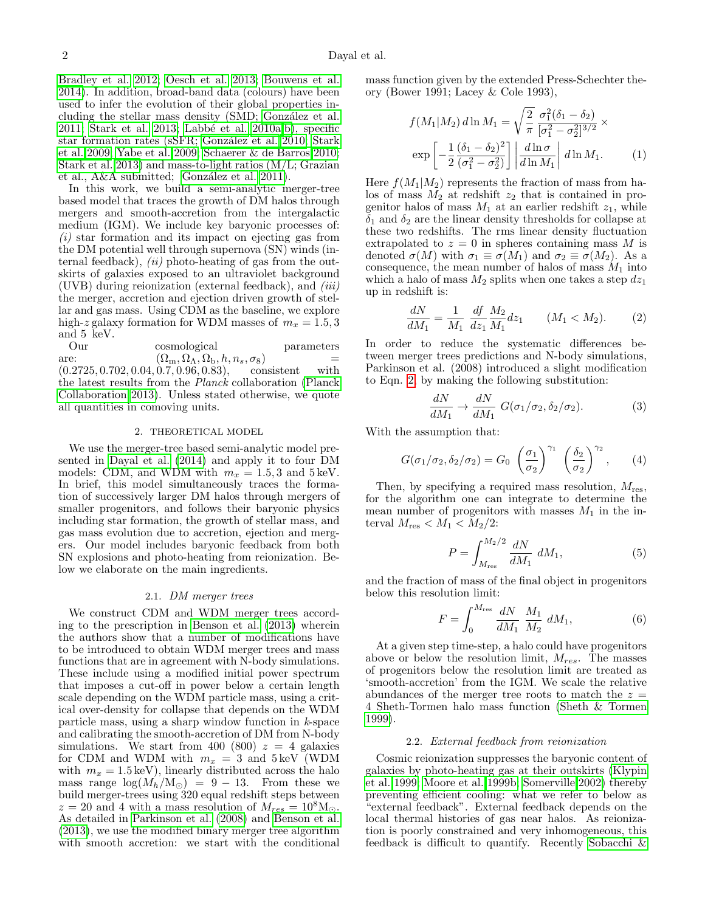Bradley et al. 2012; Oesch et al. 2013; Bouwens et al. 2014). In addition, broad-band data (colours) have been used to infer the evolution of their global properties including the stellar mass density (SMD; González et al. 2011; Stark et al. 2013; Labbé et al. 2010a,b), specific star formation rates (sSFR; González et al. 2010; Stark et al. 2009; Yabe et al. 2009; Schaerer & de Barros 2010; Stark et al. 2013) and mass-to-light ratios (M/L; Grazian et al., A&A submitted; González et al. 2011).

In this work, we build a semi-analytic merger-tree based model that traces the growth of DM halos through mergers and smooth-accretion from the intergalactic medium (IGM). We include key baryonic processes of: *(i)* star formation and its impact on ejecting gas from the DM potential well through supernova (SN) winds (internal feedback), *(ii)* photo-heating of gas from the outskirts of galaxies exposed to an ultraviolet background (UVB) during reionization (external feedback), and *(iii)* the merger, accretion and ejection driven growth of stellar and gas mass. Using CDM as the baseline, we explore high-$z$ galaxy formation for WDM masses of $m_x = 1.5, 3$ and $5$ keV.

Our cosmological parameters are: $(\Omega_{\rm m}, \Omega_\Lambda, \Omega_{\rm b}, h, n_s, \sigma_8) = (0.2725, 0.702, 0.04, 0.7, 0.96, 0.83)$, consistent with the latest results from the *Planck* collaboration (Planck Collaboration 2013). Unless stated otherwise, we quote all quantities in comoving units.

## 2. THEORETICAL MODEL

We use the merger-tree based semi-analytic model presented in Dayal et al. (2014) and apply it to four DM models: CDM, and WDM with $m_x = 1.5, 3$ and $5\,$keV. In brief, this model simultaneously traces the formation of successively larger DM halos through mergers of smaller progenitors, and follows their baryonic physics including star formation, the growth of stellar mass, and gas mass evolution due to accretion, ejection and mergers. Our model includes baryonic feedback from both SN explosions and photo-heating from reionization. Below we elaborate on the main ingredients.

### 2.1. *DM merger trees*

We construct CDM and WDM merger trees according to the prescription in Benson et al. (2013) wherein the authors show that a number of modifications have to be introduced to obtain WDM merger trees and mass functions that are in agreement with N-body simulations. These include using a modified initial power spectrum that imposes a cut-off in power below a certain length scale depending on the WDM particle mass, using a critical over-density for collapse that depends on the WDM particle mass, using a sharp window function in $k$-space and calibrating the smooth-accretion of DM from N-body simulations. We start from 400 (800) $z = 4$ galaxies for CDM and WDM with $m_x = 3$ and $5\,$keV (WDM with $m_x = 1.5\,$keV), linearly distributed across the halo mass range $\log(M_h/{\rm M}_\odot) = 9 - 13$. From these we build merger-trees using 320 equal redshift steps between $z = 20$ and 4 with a mass resolution of $M_{res} = 10^8 {\rm M}_\odot$. As detailed in Parkinson et al. (2008) and Benson et al. (2013), we use the modified binary merger tree algorithm with smooth accretion: we start with the conditional mass function given by the extended Press-Schechter theory (Bower 1991; Lacey & Cole 1993),

$$f(M_1|M_2)\, d\ln M_1 = \sqrt{\frac{2}{\pi}}\, \frac{\sigma_1^2(\delta_1 - \delta_2)}{[\sigma_1^2 - \sigma_2^2]^{3/2}} \times \exp\left[-\frac{1}{2}\frac{(\delta_1-\delta_2)^2}{(\sigma_1^2 - \sigma_2^2)}\right] \left|\frac{d\ln\sigma}{d\ln M_1}\right| d\ln M_1. \qquad (1)$$

Here $f(M_1|M_2)$ represents the fraction of mass from halos of mass $M_2$ at redshift $z_2$ that is contained in progenitor halos of mass $M_1$ at an earlier redshift $z_1$, while $\delta_1$ and $\delta_2$ are the linear density thresholds for collapse at these two redshifts. The rms linear density fluctuation extrapolated to $z = 0$ in spheres containing mass $M$ is denoted $\sigma(M)$ with $\sigma_1 \equiv \sigma(M_1)$ and $\sigma_2 \equiv \sigma(M_2)$. As a consequence, the mean number of halos of mass $M_1$ into which a halo of mass $M_2$ splits when one takes a step $dz_1$ up in redshift is:

$$\frac{dN}{dM_1} = \frac{1}{M_1}\, \frac{df}{dz_1}\frac{M_2}{M_1} dz_1 \qquad (M_1 < M_2). \qquad (2)$$

In order to reduce the systematic differences between merger trees predictions and N-body simulations, Parkinson et al. (2008) introduced a slight modification to Eqn. 2, by making the following substitution:

$$\frac{dN}{dM_1} \rightarrow \frac{dN}{dM_1}\; G(\sigma_1/\sigma_2, \delta_2/\sigma_2). \qquad (3)$$

With the assumption that:

$$G(\sigma_1/\sigma_2, \delta_2/\sigma_2) = G_0\, \left(\frac{\sigma_1}{\sigma_2}\right)^{\gamma_1}\, \left(\frac{\delta_2}{\sigma_2}\right)^{\gamma_2}, \qquad (4)$$

Then, by specifying a required mass resolution, $M_{\rm res}$, for the algorithm one can integrate to determine the mean number of progenitors with masses $M_1$ in the interval $M_{\rm res} < M_1 < M_2/2$:

$$P = \int_{M_{\rm res}}^{M_2/2} \frac{dN}{dM_1}\; dM_1, \qquad (5)$$

and the fraction of mass of the final object in progenitors below this resolution limit:

$$F = \int_0^{M_{\rm res}} \frac{dN}{dM_1}\; \frac{M_1}{M_2}\; dM_1, \qquad (6)$$

At a given step time-step, a halo could have progenitors above or below the resolution limit, $M_{res}$. The masses of progenitors below the resolution limit are treated as 'smooth-accretion' from the IGM. We scale the relative abundances of the merger tree roots to match the $z = 4$ Sheth-Tormen halo mass function (Sheth & Tormen 1999).

### 2.2. *External feedback from reionization*

Cosmic reionization suppresses the baryonic content of galaxies by photo-heating gas at their outskirts (Klypin et al. 1999; Moore et al. 1999b; Somerville 2002) thereby preventing efficient cooling: what we refer to below as "external feedback". External feedback depends on the local thermal histories of gas near halos. As reionization is poorly constrained and very inhomogeneous, this feedback is difficult to quantify. Recently Sobacchi &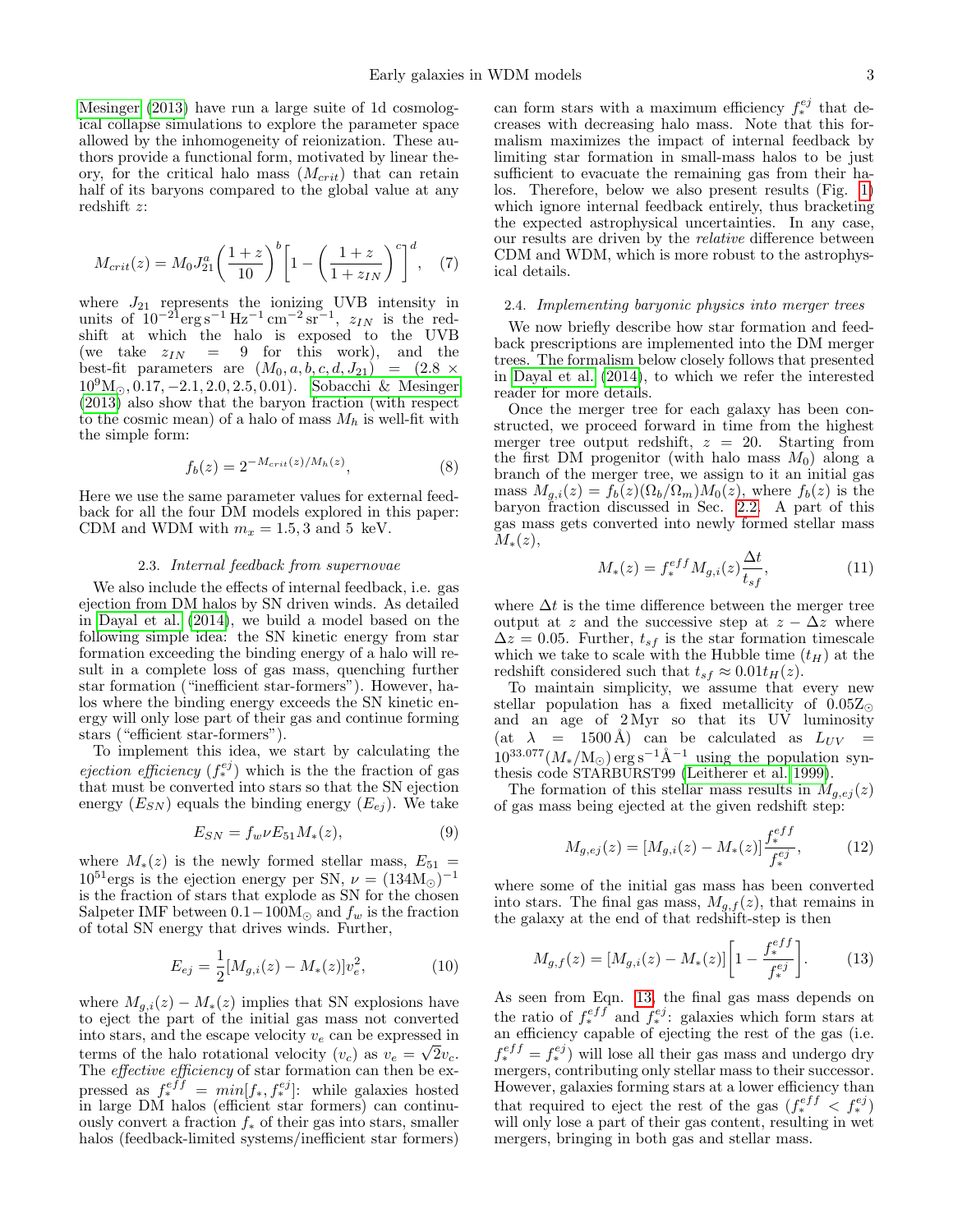Mesinger (2013) have run a large suite of 1d cosmological collapse simulations to explore the parameter space allowed by the inhomogeneity of reionization. These authors provide a functional form, motivated by linear theory, for the critical halo mass ($M_{crit}$) that can retain half of its baryons compared to the global value at any redshift $z$:

$$M_{crit}(z) = M_0 J_{21}^a \left(\frac{1+z}{10}\right)^b \left[1 - \left(\frac{1+z}{1+z_{IN}}\right)^c\right]^d, \quad (7)$$

where $J_{21}$ represents the ionizing UVB intensity in units of $10^{-21}\mathrm{erg\,s^{-1}\,Hz^{-1}\,cm^{-2}\,sr^{-1}}$, $z_{IN}$ is the redshift at which the halo is exposed to the UVB (we take $z_{IN} = 9$ for this work), and the best-fit parameters are $(M_0, a, b, c, d, J_{21}) = (2.8 \times 10^9 \mathrm{M_\odot}, 0.17, -2.1, 2.0, 2.5, 0.01)$. Sobacchi & Mesinger (2013) also show that the baryon fraction (with respect to the cosmic mean) of a halo of mass $M_h$ is well-fit with the simple form:

$$f_b(z) = 2^{-M_{crit}(z)/M_h(z)}, \quad (8)$$

Here we use the same parameter values for external feedback for all the four DM models explored in this paper: CDM and WDM with $m_x = 1.5, 3$ and 5 keV.

### 2.3. Internal feedback from supernovae

We also include the effects of internal feedback, i.e. gas ejection from DM halos by SN driven winds. As detailed in Dayal et al. (2014), we build a model based on the following simple idea: the SN kinetic energy from star formation exceeding the binding energy of a halo will result in a complete loss of gas mass, quenching further star formation ("inefficient star-formers"). However, halos where the binding energy exceeds the SN kinetic energy will only lose part of their gas and continue forming stars ("efficient star-formers").

To implement this idea, we start by calculating the *ejection efficiency* ($f_*^{ej}$) which is the the fraction of gas that must be converted into stars so that the SN ejection energy ($E_{SN}$) equals the binding energy ($E_{ej}$). We take

$$E_{SN} = f_w \nu E_{51} M_*(z), \quad (9)$$

where $M_*(z)$ is the newly formed stellar mass, $E_{51} = 10^{51}$ergs is the ejection energy per SN, $\nu = (134\mathrm{M_\odot})^{-1}$ is the fraction of stars that explode as SN for the chosen Salpeter IMF between $0.1-100\mathrm{M_\odot}$ and $f_w$ is the fraction of total SN energy that drives winds. Further,

$$E_{ej} = \frac{1}{2}[M_{g,i}(z) - M_*(z)]v_e^2, \quad (10)$$

where $M_{g,i}(z) - M_*(z)$ implies that SN explosions have to eject the part of the initial gas mass not converted into stars, and the escape velocity $v_e$ can be expressed in terms of the halo rotational velocity ($v_c$) as $v_e = \sqrt{2}v_c$. The *effective efficiency* of star formation can then be expressed as $f_*^{eff} = min[f_*, f_*^{ej}]$: while galaxies hosted in large DM halos (efficient star formers) can continuously convert a fraction $f_*$ of their gas into stars, smaller halos (feedback-limited systems/inefficient star formers) can form stars with a maximum efficiency $f_*^{ej}$ that decreases with decreasing halo mass. Note that this formalism maximizes the impact of internal feedback by limiting star formation in small-mass halos to be just sufficient to evacuate the remaining gas from their halos. Therefore, below we also present results (Fig. 1) which ignore internal feedback entirely, thus bracketing the expected astrophysical uncertainties. In any case, our results are driven by the *relative* difference between CDM and WDM, which is more robust to the astrophysical details.

### 2.4. Implementing baryonic physics into merger trees

We now briefly describe how star formation and feedback prescriptions are implemented into the DM merger trees. The formalism below closely follows that presented in Dayal et al. (2014), to which we refer the interested reader for more details.

Once the merger tree for each galaxy has been constructed, we proceed forward in time from the highest merger tree output redshift, $z = 20$. Starting from the first DM progenitor (with halo mass $M_0$) along a branch of the merger tree, we assign to it an initial gas mass $M_{g,i}(z) = f_b(z)(\Omega_b/\Omega_m)M_0(z)$, where $f_b(z)$ is the baryon fraction discussed in Sec. 2.2. A part of this gas mass gets converted into newly formed stellar mass $M_*(z)$,

$$M_*(z) = f_*^{eff} M_{g,i}(z) \frac{\Delta t}{t_{sf}}, \quad (11)$$

where $\Delta t$ is the time difference between the merger tree output at $z$ and the successive step at $z - \Delta z$ where $\Delta z = 0.05$. Further, $t_{sf}$ is the star formation timescale which we take to scale with the Hubble time ($t_H$) at the redshift considered such that $t_{sf} \approx 0.01 t_H(z)$.

To maintain simplicity, we assume that every new stellar population has a fixed metallicity of $0.05\mathrm{Z_\odot}$ and an age of 2 Myr so that its UV luminosity (at $\lambda = 1500$ Å) can be calculated as $L_{UV} = 10^{33.077}(M_*/\mathrm{M_\odot})\,\mathrm{erg\,s^{-1}\AA^{-1}}$ using the population synthesis code STARBURST99 (Leitherer et al. 1999).

The formation of this stellar mass results in $M_{g,ej}(z)$ of gas mass being ejected at the given redshift step:

$$M_{g,ej}(z) = [M_{g,i}(z) - M_*(z)]\frac{f_*^{eff}}{f_*^{ej}}, \quad (12)$$

where some of the initial gas mass has been converted into stars. The final gas mass, $M_{g,f}(z)$, that remains in the galaxy at the end of that redshift-step is then

$$M_{g,f}(z) = [M_{g,i}(z) - M_*(z)]\left[1 - \frac{f_*^{eff}}{f_*^{ej}}\right]. \quad (13)$$

As seen from Eqn. 13, the final gas mass depends on the ratio of $f_*^{eff}$ and $f_*^{ej}$: galaxies which form stars at an efficiency capable of ejecting the rest of the gas (i.e. $f_*^{eff} = f_*^{ej}$) will lose all their gas mass and undergo dry mergers, contributing only stellar mass to their successor. However, galaxies forming stars at a lower efficiency than that required to eject the rest of the gas ($f_*^{eff} < f_*^{ej}$) will only lose a part of their gas content, resulting in wet mergers, bringing in both gas and stellar mass.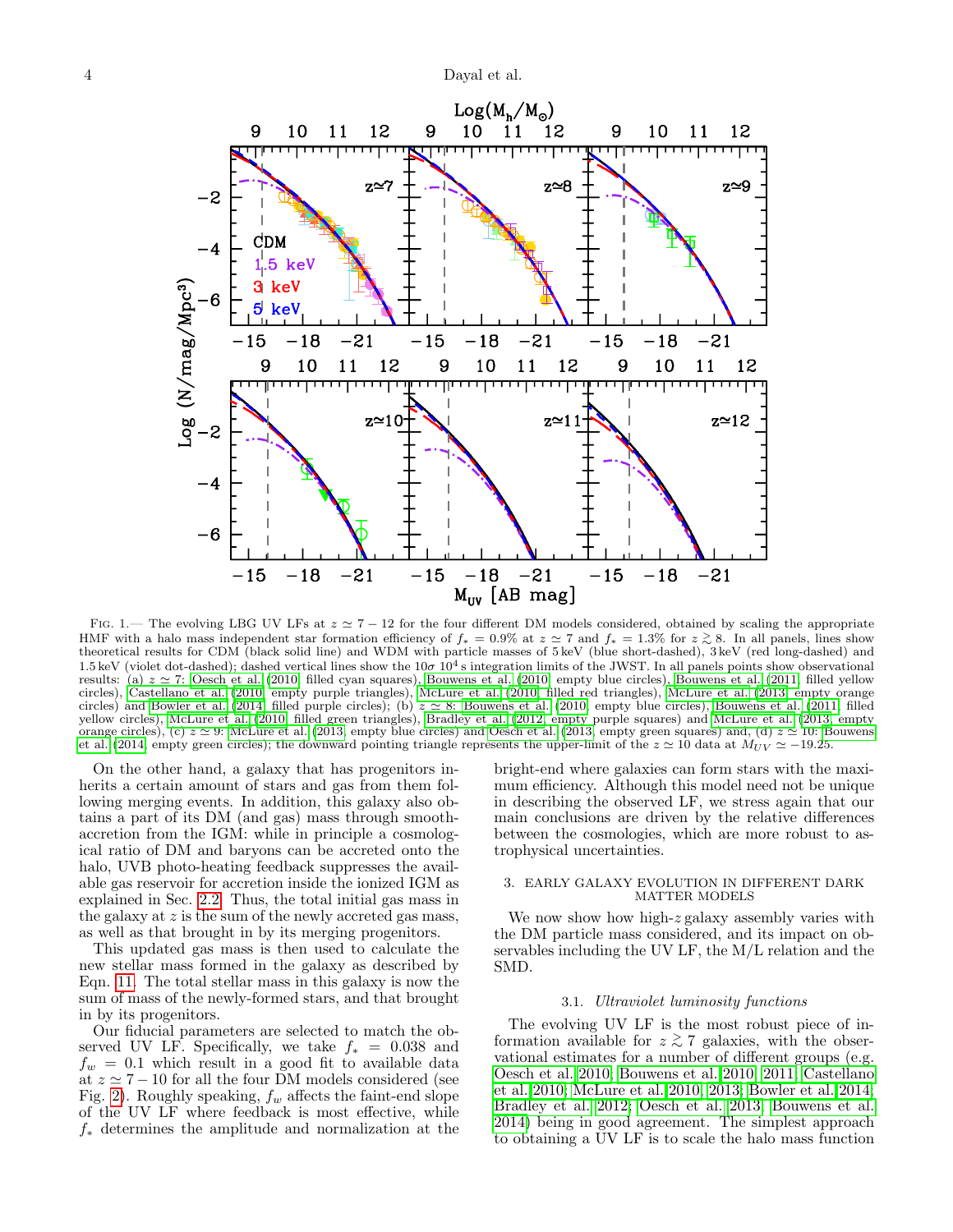Fig. 1.— The evolving LBG UV LFs at $z \simeq 7-12$ for the four different DM models considered, obtained by scaling the appropriate HMF with a halo mass independent star formation efficiency of $f_* = 0.9\%$ at $z \simeq 7$ and $f_* = 1.3\%$ for $z \gtrsim 8$. In all panels, lines show theoretical results for CDM (black solid line) and WDM with particle masses of 5 keV (blue short-dashed), 3 keV (red long-dashed) and 1.5 keV (violet dot-dashed); dashed vertical lines show the $10\sigma$ $10^4$ s integration limits of the JWST. In all panels points show observational results: (a) $z \simeq 7$: Oesch et al. (2010) filled cyan squares), Bouwens et al. (2010) empty blue circles), Bouwens et al. (2011) filled yellow circles), Castellano et al. (2010) empty purple triangles), McLure et al. (2010) filled red triangles), McLure et al. (2013) empty orange circles) and Bowler et al. (2014) filled purple circles); (b) $z \simeq 8$: Bouwens et al. (2010) empty blue circles), Bouwens et al. (2011) filled yellow circles), McLure et al. (2010) filled green triangles), Bradley et al. (2012) empty purple squares) and McLure et al. (2013) empty orange circles), (c) $z \simeq 9$: McLure et al. (2013) empty blue circles) and Oesch et al. (2013) empty green squares) and, (d) $z \simeq 10$: Bouwens et al. (2014) empty green circles); the downward pointing triangle represents the upper-limit of the $z \simeq 10$ data at $M_{UV} \simeq -19.25$.

On the other hand, a galaxy that has progenitors inherits a certain amount of stars and gas from them following merging events. In addition, this galaxy also obtains a part of its DM (and gas) mass through smooth-accretion from the IGM: while in principle a cosmological ratio of DM and baryons can be accreted onto the halo, UVB photo-heating feedback suppresses the available gas reservoir for accretion inside the ionized IGM as explained in Sec. 2.2. Thus, the total initial gas mass in the galaxy at $z$ is the sum of the newly accreted gas mass, as well as that brought in by its merging progenitors.

This updated gas mass is then used to calculate the new stellar mass formed in the galaxy as described by Eqn. 11. The total stellar mass in this galaxy is now the sum of mass of the newly-formed stars, and that brought in by its progenitors.

Our fiducial parameters are selected to match the observed UV LF. Specifically, we take $f_* = 0.038$ and $f_w = 0.1$ which result in a good fit to available data at $z \simeq 7-10$ for all the four DM models considered (see Fig. 2). Roughly speaking, $f_w$ affects the faint-end slope of the UV LF where feedback is most effective, while $f_*$ determines the amplitude and normalization at the bright-end where galaxies can form stars with the maximum efficiency. Although this model need not be unique in describing the observed LF, we stress again that our main conclusions are driven by the relative differences between the cosmologies, which are more robust to astrophysical uncertainties.

## 3. EARLY GALAXY EVOLUTION IN DIFFERENT DARK MATTER MODELS

We now show how high-$z$ galaxy assembly varies with the DM particle mass considered, and its impact on observables including the UV LF, the M/L relation and the SMD.

### 3.1. *Ultraviolet luminosity functions*

The evolving UV LF is the most robust piece of information available for $z \gtrsim 7$ galaxies, with the observational estimates for a number of different groups (e.g. Oesch et al. 2010; Bouwens et al. 2010, 2011; Castellano et al. 2010; McLure et al. 2010, 2013; Bowler et al. 2014; Bradley et al. 2012; Oesch et al. 2013; Bouwens et al. 2014) being in good agreement. The simplest approach to obtaining a UV LF is to scale the halo mass function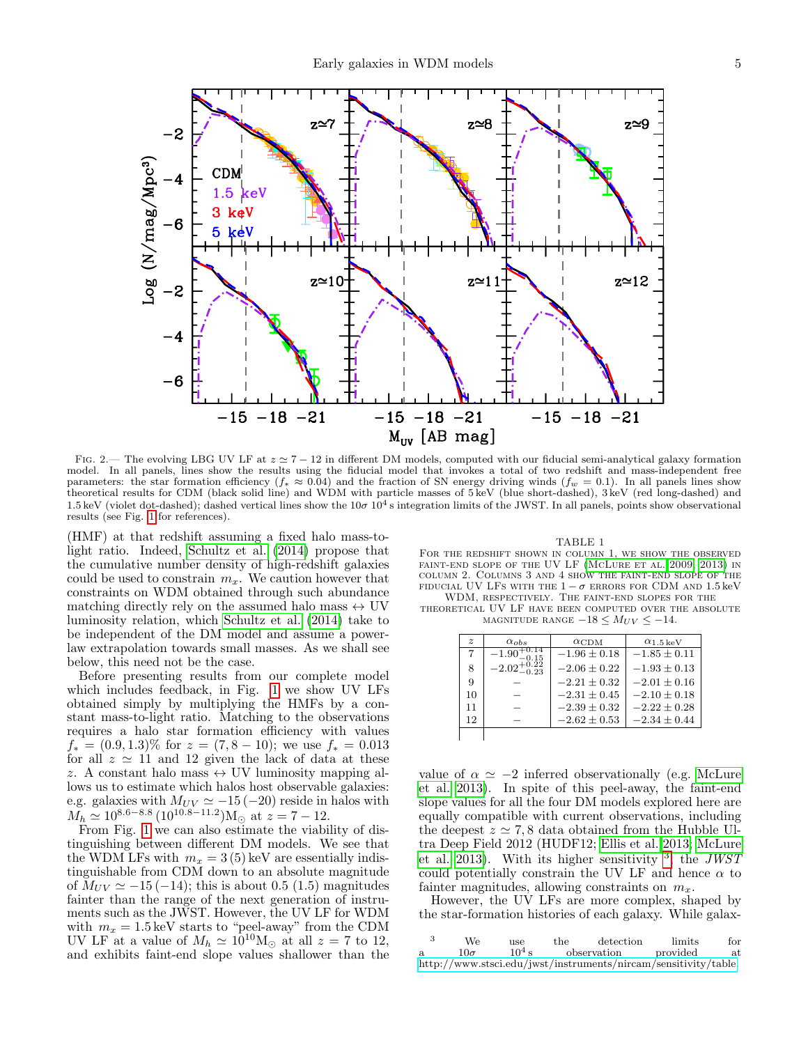Fig. 2.— The evolving LBG UV LF at $z \simeq 7-12$ in different DM models, computed with our fiducial semi-analytical galaxy formation model. In all panels, lines show the results using the fiducial model that invokes a total of two redshift and mass-independent free parameters: the star formation efficiency ($f_* \approx 0.04$) and the fraction of SN energy driving winds ($f_w = 0.1$). In all panels lines show theoretical results for CDM (black solid line) and WDM with particle masses of 5 keV (blue short-dashed), 3 keV (red long-dashed) and 1.5 keV (violet dot-dashed); dashed vertical lines show the $10\sigma$ $10^4$ s integration limits of the JWST. In all panels, points show observational results (see Fig. 1 for references).

(HMF) at that redshift assuming a fixed halo mass-to-light ratio. Indeed, Schultz et al. (2014) propose that the cumulative number density of high-redshift galaxies could be used to constrain $m_x$. We caution however that constraints on WDM obtained through such abundance matching directly rely on the assumed halo mass $\leftrightarrow$ UV luminosity relation, which Schultz et al. (2014) take to be independent of the DM model and assume a power-law extrapolation towards small masses. As we shall see below, this need not be the case.

Before presenting results from our complete model which includes feedback, in Fig. 1 we show UV LFs obtained simply by multiplying the HMFs by a constant mass-to-light ratio. Matching to the observations requires a halo star formation efficiency with values $f_* = (0.9, 1.3)\%$ for $z = (7, 8-10)$; we use $f_* = 0.013$ for all $z \simeq 11$ and 12 given the lack of data at these $z$. A constant halo mass $\leftrightarrow$ UV luminosity mapping allows us to estimate which halos host observable galaxies: e.g. galaxies with $M_{UV} \simeq -15\,(-20)$ reside in halos with $M_h \simeq 10^{8.6-8.8}\,(10^{10.8-11.2})\mathrm{M}_\odot$ at $z = 7-12$.

From Fig. 1 we can also estimate the viability of distinguishing between different DM models. We see that the WDM LFs with $m_x = 3\,(5)$ keV are essentially indistinguishable from CDM down to an absolute magnitude of $M_{UV} \simeq -15\,(-14)$; this is about 0.5 (1.5) magnitudes fainter than the range of the next generation of instruments such as the JWST. However, the UV LF for WDM with $m_x = 1.5$ keV starts to "peel-away" from the CDM UV LF at a value of $M_h \simeq 10^{10}\mathrm{M}_\odot$ at all $z = 7$ to 12, and exhibits faint-end slope values shallower than the value of $\alpha \simeq -2$ inferred observationally (e.g. McLure et al. 2013). In spite of this peel-away, the faint-end slope values for all the four DM models explored here are equally compatible with current observations, including the deepest $z \simeq 7, 8$ data obtained from the Hubble Ultra Deep Field 2012 (HUDF12; Ellis et al. 2013; McLure et al. 2013). With its higher sensitivity [3] the *JWST* could potentially constrain the UV LF and hence $\alpha$ to fainter magnitudes, allowing constraints on $m_x$.

However, the UV LFs are more complex, shaped by the star-formation histories of each galaxy. While galax-

TABLE 1

For the redshift shown in column 1, we show the observed faint-end slope of the UV LF (McLure et al. 2009, 2013) in column 2. Columns 3 and 4 show the faint-end slope of the fiducial UV LFs with the $1-\sigma$ errors for CDM and 1.5 keV WDM, respectively. The faint-end slopes for the theoretical UV LF have been computed over the absolute magnitude range $-18 \leq M_{UV} \leq -14$.

| $z$ | $\alpha_{obs}$ | $\alpha_{\rm CDM}$ | $\alpha_{1.5\,{\rm keV}}$ |
|---|---|---|---|
| 7 | $-1.90^{+0.14}_{-0.15}$ | $-1.96 \pm 0.18$ | $-1.85 \pm 0.11$ |
| 8 | $-2.02^{+0.22}_{-0.23}$ | $-2.06 \pm 0.22$ | $-1.93 \pm 0.13$ |
| 9 | – | $-2.21 \pm 0.32$ | $-2.01 \pm 0.16$ |
| 10 | – | $-2.31 \pm 0.45$ | $-2.10 \pm 0.18$ |
| 11 | – | $-2.39 \pm 0.32$ | $-2.22 \pm 0.28$ |
| 12 | – | $-2.62 \pm 0.53$ | $-2.34 \pm 0.44$ |

[3] We use the detection limits for a $10\sigma$ $10^4$ s observation provided at http://www.stsci.edu/jwst/instruments/nircam/sensitivity/table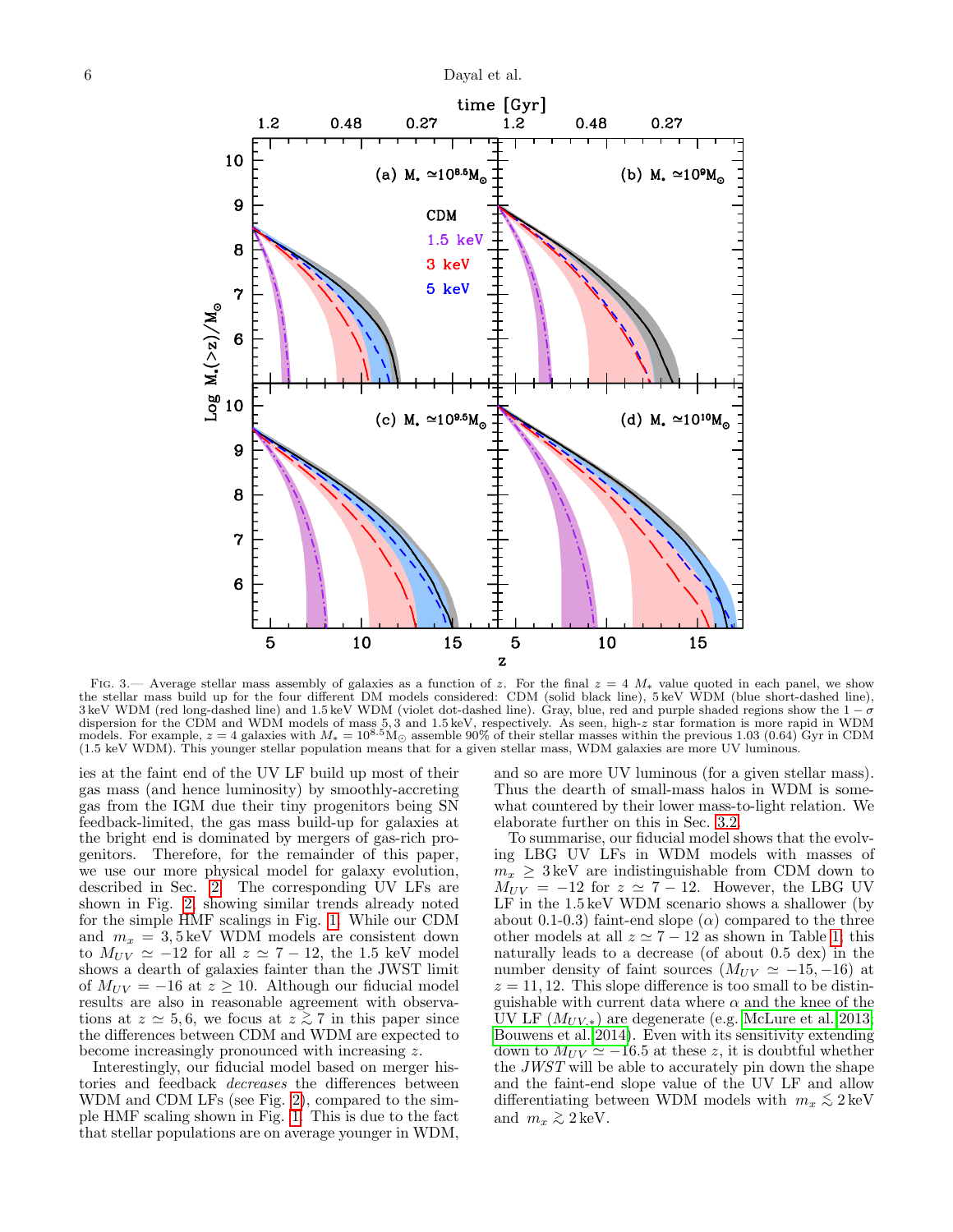Fig. 3.— Average stellar mass assembly of galaxies as a function of $z$. For the final $z = 4$ $M_*$ value quoted in each panel, we show the stellar mass build up for the four different DM models considered: CDM (solid black line), 5 keV WDM (blue short-dashed line), 3 keV WDM (red long-dashed line) and 1.5 keV WDM (violet dot-dashed line). Gray, blue, red and purple shaded regions show the $1-\sigma$ dispersion for the CDM and WDM models of mass 5, 3 and 1.5 keV, respectively. As seen, high-$z$ star formation is more rapid in WDM models. For example, $z = 4$ galaxies with $M_* = 10^{8.5}\mathrm{M}_\odot$ assemble 90% of their stellar masses within the previous 1.03 (0.64) Gyr in CDM (1.5 keV WDM). This younger stellar population means that for a given stellar mass, WDM galaxies are more UV luminous.

ies at the faint end of the UV LF build up most of their gas mass (and hence luminosity) by smoothly-accreting gas from the IGM due their tiny progenitors being SN feedback-limited, the gas mass build-up for galaxies at the bright end is dominated by mergers of gas-rich progenitors. Therefore, for the remainder of this paper, we use our more physical model for galaxy evolution, described in Sec. 2. The corresponding UV LFs are shown in Fig. 2, showing similar trends already noted for the simple HMF scalings in Fig. 1. While our CDM and $m_x = 3, 5\,\mathrm{keV}$ WDM models are consistent down to $M_{UV} \simeq -12$ for all $z \simeq 7-12$, the 1.5 keV model shows a dearth of galaxies fainter than the JWST limit of $M_{UV} = -16$ at $z \geq 10$. Although our fiducial model results are also in reasonable agreement with observations at $z \simeq 5, 6$, we focus at $z \gtrsim 7$ in this paper since the differences between CDM and WDM are expected to become increasingly pronounced with increasing $z$.

Interestingly, our fiducial model based on merger histories and feedback *decreases* the differences between WDM and CDM LFs (see Fig. 2), compared to the simple HMF scaling shown in Fig. 1. This is due to the fact that stellar populations are on average younger in WDM, and so are more UV luminous (for a given stellar mass). Thus the dearth of small-mass halos in WDM is somewhat countered by their lower mass-to-light relation. We elaborate further on this in Sec. 3.2.

To summarise, our fiducial model shows that the evolving LBG UV LFs in WDM models with masses of $m_x \geq 3\,\mathrm{keV}$ are indistinguishable from CDM down to $M_{UV} = -12$ for $z \simeq 7-12$. However, the LBG UV LF in the 1.5 keV WDM scenario shows a shallower (by about 0.1-0.3) faint-end slope ($\alpha$) compared to the three other models at all $z \simeq 7-12$ as shown in Table 1; this naturally leads to a decrease (of about 0.5 dex) in the number density of faint sources ($M_{UV} \simeq -15, -16$) at $z = 11, 12$. This slope difference is too small to be distinguishable with current data where $\alpha$ and the knee of the UV LF ($M_{UV,*}$) are degenerate (e.g. McLure et al. 2013; Bouwens et al. 2014). Even with its sensitivity extending down to $M_{UV} \simeq -16.5$ at these $z$, it is doubtful whether the *JWST* will be able to accurately pin down the shape and the faint-end slope value of the UV LF and allow differentiating between WDM models with $m_x \lesssim 2\,\mathrm{keV}$ and $m_x \gtrsim 2\,\mathrm{keV}$.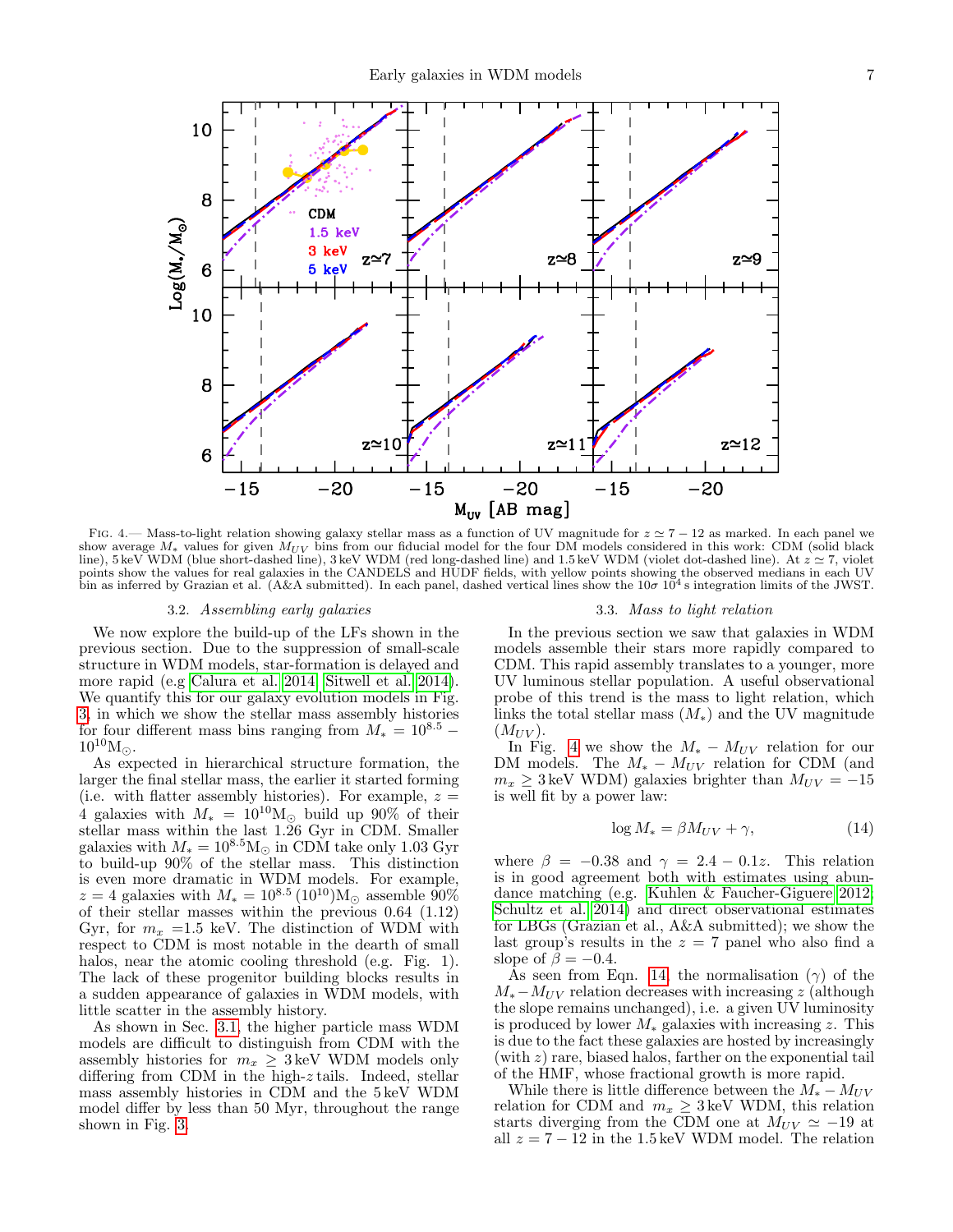Fig. 4.— Mass-to-light relation showing galaxy stellar mass as a function of UV magnitude for $z \simeq 7-12$ as marked. In each panel we show average $M_*$ values for given $M_{UV}$ bins from our fiducial model for the four DM models considered in this work: CDM (solid black line), 5 keV WDM (blue short-dashed line), 3 keV WDM (red long-dashed line) and 1.5 keV WDM (violet dot-dashed line). At $z \simeq 7$, violet points show the values for real galaxies in the CANDELS and HUDF fields, with yellow points showing the observed medians in each UV bin as inferred by Grazian et al. (A&A submitted). In each panel, dashed vertical lines show the $10\sigma$ $10^4$ s integration limits of the JWST.

### 3.2. *Assembling early galaxies*

We now explore the build-up of the LFs shown in the previous section. Due to the suppression of small-scale structure in WDM models, star-formation is delayed and more rapid (e.g Calura et al. 2014; Sitwell et al. 2014). We quantify this for our galaxy evolution models in Fig. 3, in which we show the stellar mass assembly histories for four different mass bins ranging from $M_* = 10^{8.5}-10^{10}\mathrm{M}_\odot$.

As expected in hierarchical structure formation, the larger the final stellar mass, the earlier it started forming (i.e. with flatter assembly histories). For example, $z = 4$ galaxies with $M_* = 10^{10}\mathrm{M}_\odot$ build up 90% of their stellar mass within the last 1.26 Gyr in CDM. Smaller galaxies with $M_* = 10^{8.5}\mathrm{M}_\odot$ in CDM take only 1.03 Gyr to build-up 90% of the stellar mass. This distinction is even more dramatic in WDM models. For example, $z = 4$ galaxies with $M_* = 10^{8.5}\,(10^{10})\mathrm{M}_\odot$ assemble 90% of their stellar masses within the previous 0.64 (1.12) Gyr, for $m_x$ =1.5 keV. The distinction of WDM with respect to CDM is most notable in the dearth of small halos, near the atomic cooling threshold (e.g. Fig. 1). The lack of these progenitor building blocks results in a sudden appearance of galaxies in WDM models, with little scatter in the assembly history.

As shown in Sec. 3.1, the higher particle mass WDM models are difficult to distinguish from CDM with the assembly histories for $m_x \geq 3$ keV WDM models only differing from CDM in the high-$z$ tails. Indeed, stellar mass assembly histories in CDM and the 5 keV WDM model differ by less than 50 Myr, throughout the range shown in Fig. 3.

### 3.3. *Mass to light relation*

In the previous section we saw that galaxies in WDM models assemble their stars more rapidly compared to CDM. This rapid assembly translates to a younger, more UV luminous stellar population. A useful observational probe of this trend is the mass to light relation, which links the total stellar mass ($M_*$) and the UV magnitude ($M_{UV}$).

In Fig. 4 we show the $M_*-M_{UV}$ relation for our DM models. The $M_*-M_{UV}$ relation for CDM (and $m_x \geq 3$ keV WDM) galaxies brighter than $M_{UV} = -15$ is well fit by a power law:

$$\log M_* = \beta M_{UV} + \gamma, \tag{14}$$

where $\beta = -0.38$ and $\gamma = 2.4 - 0.1z$. This relation is in good agreement both with estimates using abundance matching (e.g. Kuhlen & Faucher-Giguere 2012; Schultz et al. 2014) and direct observational estimates for LBGs (Grazian et al., A&A submitted); we show the last group's results in the $z = 7$ panel who also find a slope of $\beta = -0.4$.

As seen from Eqn. 14, the normalisation ($\gamma$) of the $M_*-M_{UV}$ relation decreases with increasing $z$ (although the slope remains unchanged), i.e. a given UV luminosity is produced by lower $M_*$ galaxies with increasing $z$. This is due to the fact these galaxies are hosted by increasingly (with $z$) rare, biased halos, farther on the exponential tail of the HMF, whose fractional growth is more rapid.

While there is little difference between the $M_*-M_{UV}$ relation for CDM and $m_x \geq 3$ keV WDM, this relation starts diverging from the CDM one at $M_{UV} \simeq -19$ at all $z = 7-12$ in the 1.5 keV WDM model. The relation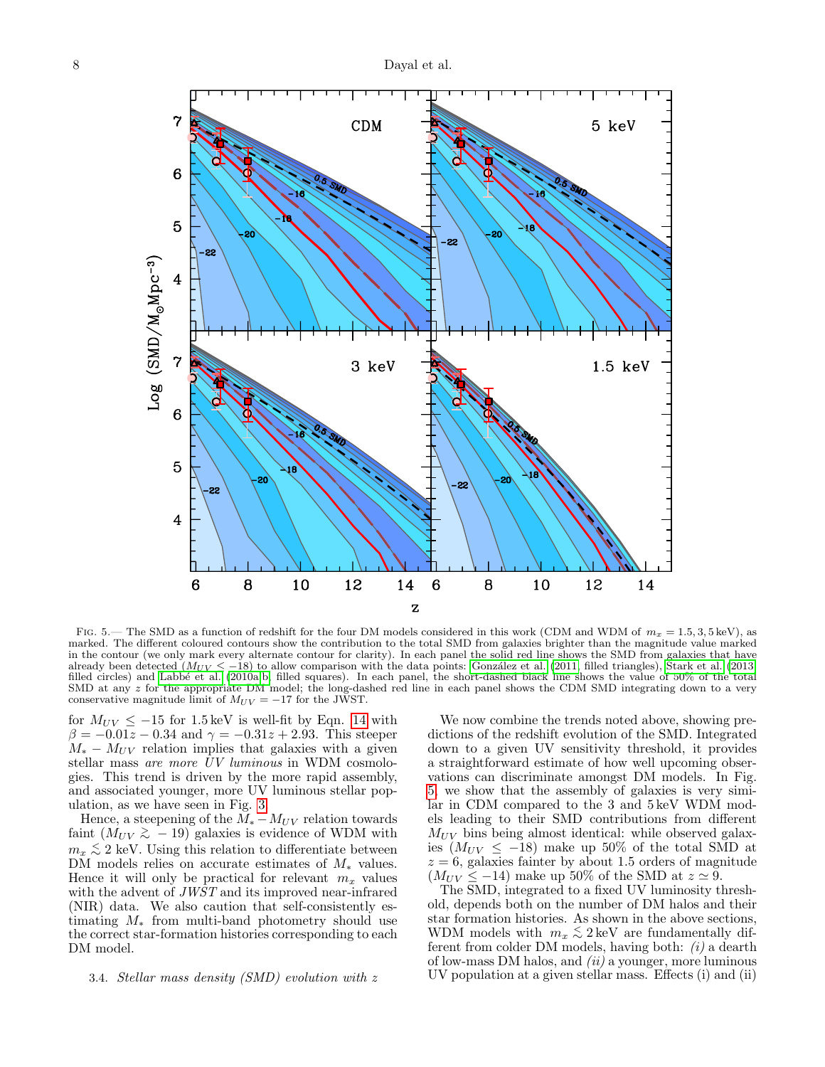Fig. 5.— The SMD as a function of redshift for the four DM models considered in this work (CDM and WDM of $m_x = 1.5, 3, 5\,$keV), as marked. The different coloured contours show the contribution to the total SMD from galaxies brighter than the magnitude value marked in the contour (we only mark every alternate contour for clarity). In each panel the solid red line shows the SMD from galaxies that have already been detected ($M_{UV} < -18$) to allow comparison with the data points: González et al. (2011, filled triangles), Stark et al. (2013, filled circles) and Labbé et al. (2010a,b, filled squares). In each panel, the short-dashed black line shows the value of 50% of the total SMD at any $z$ for the appropriate DM model; the long-dashed red line in each panel shows the CDM SMD integrating down to a very conservative magnitude limit of $M_{UV} = -17$ for the JWST.

for $M_{UV} \leq -15$ for 1.5 keV is well-fit by Eqn. 14 with $\beta = -0.01z - 0.34$ and $\gamma = -0.31z + 2.93$. This steeper $M_* - M_{UV}$ relation implies that galaxies with a given stellar mass *are more UV luminous* in WDM cosmologies. This trend is driven by the more rapid assembly, and associated younger, more UV luminous stellar population, as we have seen in Fig. 3.

Hence, a steepening of the $M_* - M_{UV}$ relation towards faint ($M_{UV} \gtrsim -19$) galaxies is evidence of WDM with $m_x \lesssim 2$ keV. Using this relation to differentiate between DM models relies on accurate estimates of $M_*$ values. Hence it will only be practical for relevant $m_x$ values with the advent of *JWST* and its improved near-infrared (NIR) data. We also caution that self-consistently estimating $M_*$ from multi-band photometry should use the correct star-formation histories corresponding to each DM model.

### 3.4. *Stellar mass density (SMD) evolution with z*

We now combine the trends noted above, showing predictions of the redshift evolution of the SMD. Integrated down to a given UV sensitivity threshold, it provides a straightforward estimate of how well upcoming observations can discriminate amongst DM models. In Fig. 5, we show that the assembly of galaxies is very similar in CDM compared to the 3 and 5 keV WDM models leading to their SMD contributions from different $M_{UV}$ bins being almost identical: while observed galaxies ($M_{UV} \leq -18$) make up 50% of the total SMD at $z = 6$, galaxies fainter by about 1.5 orders of magnitude ($M_{UV} \leq -14$) make up 50% of the SMD at $z \simeq 9$.

The SMD, integrated to a fixed UV luminosity threshold, depends both on the number of DM halos and their star formation histories. As shown in the above sections, WDM models with $m_x \lesssim 2$ keV are fundamentally different from colder DM models, having both: *(i)* a dearth of low-mass DM halos, and *(ii)* a younger, more luminous UV population at a given stellar mass. Effects (i) and (ii)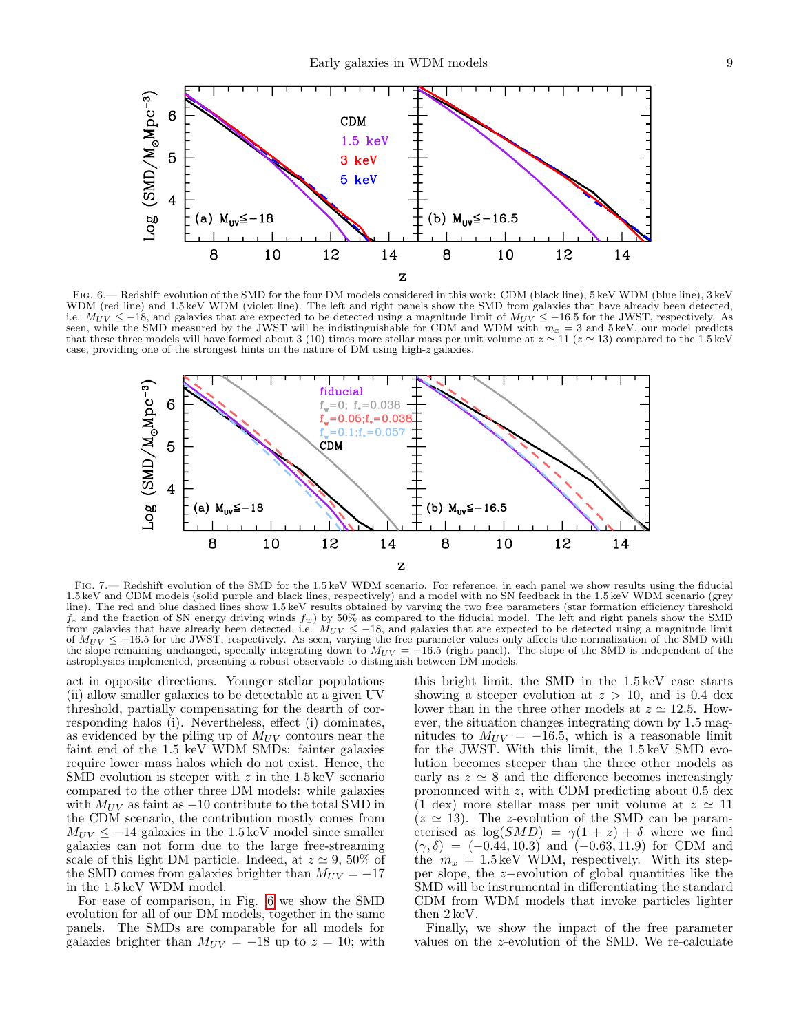FIG. 6.— Redshift evolution of the SMD for the four DM models considered in this work: CDM (black line), 5 keV WDM (blue line), 3 keV WDM (red line) and 1.5 keV WDM (violet line). The left and right panels show the SMD from galaxies that have already been detected, i.e. $M_{UV} \leq -18$, and galaxies that are expected to be detected using a magnitude limit of $M_{UV} \leq -16.5$ for the JWST, respectively. As seen, while the SMD measured by the JWST will be indistinguishable for CDM and WDM with $m_x = 3$ and 5 keV, our model predicts that these three models will have formed about 3 (10) times more stellar mass per unit volume at $z \simeq 11$ ($z \simeq 13$) compared to the 1.5 keV case, providing one of the strongest hints on the nature of DM using high-$z$ galaxies.

FIG. 7.— Redshift evolution of the SMD for the 1.5 keV WDM scenario. For reference, in each panel we show results using the fiducial 1.5 keV and CDM models (solid purple and black lines, respectively) and a model with no SN feedback in the 1.5 keV WDM scenario (grey line). The red and blue dashed lines show 1.5 keV results obtained by varying the two free parameters (star formation efficiency threshold $f_*$ and the fraction of SN energy driving winds $f_w$) by 50% as compared to the fiducial model. The left and right panels show the SMD from galaxies that have already been detected, i.e. $M_{UV} \leq -18$, and galaxies that are expected to be detected using a magnitude limit of $M_{UV} \leq -16.5$ for the JWST, respectively. As seen, varying the free parameter values only affects the normalization of the SMD with the slope remaining unchanged, specially integrating down to $M_{UV} = -16.5$ (right panel). The slope of the SMD is independent of the astrophysics implemented, presenting a robust observable to distinguish between DM models.

act in opposite directions. Younger stellar populations (ii) allow smaller galaxies to be detectable at a given UV threshold, partially compensating for the dearth of corresponding halos (i). Nevertheless, effect (i) dominates, as evidenced by the piling up of $M_{UV}$ contours near the faint end of the 1.5 keV WDM SMDs: fainter galaxies require lower mass halos which do not exist. Hence, the SMD evolution is steeper with $z$ in the 1.5 keV scenario compared to the other three DM models: while galaxies with $M_{UV}$ as faint as $-10$ contribute to the total SMD in the CDM scenario, the contribution mostly comes from $M_{UV} \leq -14$ galaxies in the 1.5 keV model since smaller galaxies can not form due to the large free-streaming scale of this light DM particle. Indeed, at $z \simeq 9$, 50% of the SMD comes from galaxies brighter than $M_{UV} = -17$ in the 1.5 keV WDM model.

For ease of comparison, in Fig. 6 we show the SMD evolution for all of our DM models, together in the same panels. The SMDs are comparable for all models for galaxies brighter than $M_{UV} = -18$ up to $z = 10$; with this bright limit, the SMD in the 1.5 keV case starts showing a steeper evolution at $z > 10$, and is 0.4 dex lower than in the three other models at $z \simeq 12.5$. However, the situation changes integrating down by 1.5 magnitudes to $M_{UV} = -16.5$, which is a reasonable limit for the JWST. With this limit, the 1.5 keV SMD evolution becomes steeper than the three other models as early as $z \simeq 8$ and the difference becomes increasingly pronounced with $z$, with CDM predicting about 0.5 dex (1 dex) more stellar mass per unit volume at $z \simeq 11$ ($z \simeq 13$). The $z$-evolution of the SMD can be parameterised as $\log(SMD) = \gamma(1+z) + \delta$ where we find $(\gamma, \delta) = (-0.44, 10.3)$ and $(-0.63, 11.9)$ for CDM and the $m_x = 1.5$ keV WDM, respectively. With its steeper slope, the $z$-evolution of global quantities like the SMD will be instrumental in differentiating the standard CDM from WDM models that invoke particles lighter then 2 keV.

Finally, we show the impact of the free parameter values on the $z$-evolution of the SMD. We re-calculate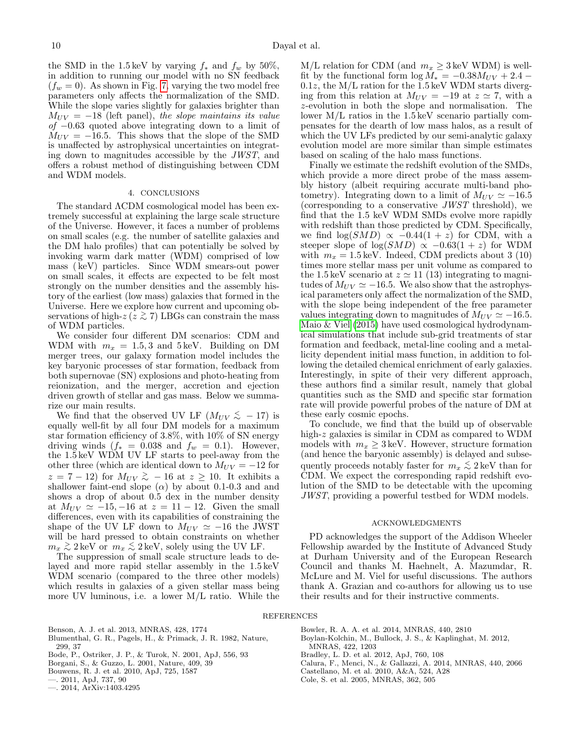the SMD in the 1.5 keV by varying $f_*$ and $f_w$ by 50%, in addition to running our model with no SN feedback ($f_w = 0$). As shown in Fig. 7, varying the two model free parameters only affects the normalization of the SMD. While the slope varies slightly for galaxies brighter than $M_{UV} = -18$ (left panel), *the slope maintains its value of* $-0.63$ quoted above integrating down to a limit of $M_{UV} = -16.5$. This shows that the slope of the SMD is unaffected by astrophysical uncertainties on integrating down to magnitudes accessible by the *JWST*, and offers a robust method of distinguishing between CDM and WDM models.

## 4. CONCLUSIONS

The standard ΛCDM cosmological model has been extremely successful at explaining the large scale structure of the Universe. However, it faces a number of problems on small scales (e.g. the number of satellite galaxies and the DM halo profiles) that can potentially be solved by invoking warm dark matter (WDM) comprised of low mass (keV) particles. Since WDM smears-out power on small scales, it effects are expected to be felt most strongly on the number densities and the assembly history of the earliest (low mass) galaxies that formed in the Universe. Here we explore how current and upcoming observations of high-$z$ ($z \gtrsim 7$) LBGs can constrain the mass of WDM particles.

We consider four different DM scenarios: CDM and WDM with $m_x = 1.5, 3$ and 5 keV. Building on DM merger trees, our galaxy formation model includes the key baryonic processes of star formation, feedback from both supernovae (SN) explosions and photo-heating from reionization, and the merger, accretion and ejection driven growth of stellar and gas mass. Below we summarize our main results.

We find that the observed UV LF ($M_{UV} \lesssim -17$) is equally well-fit by all four DM models for a maximum star formation efficiency of 3.8%, with 10% of SN energy driving winds ($f_* = 0.038$ and $f_w = 0.1$). However, the 1.5 keV WDM UV LF starts to peel-away from the other three (which are identical down to $M_{UV} = -12$ for $z = 7-12$) for $M_{UV} \gtrsim -16$ at $z \geq 10$. It exhibits a shallower faint-end slope ($\alpha$) by about 0.1-0.3 and and shows a drop of about 0.5 dex in the number density at $M_{UV} \simeq -15, -16$ at $z = 11-12$. Given the small differences, even with its capabilities of constraining the shape of the UV LF down to $M_{UV} \simeq -16$ the JWST will be hard pressed to obtain constraints on whether $m_x \gtrsim 2$ keV or $m_x \lesssim 2$ keV, solely using the UV LF.

The suppression of small scale structure leads to delayed and more rapid stellar assembly in the 1.5 keV WDM scenario (compared to the three other models) which results in galaxies of a given stellar mass being more UV luminous, i.e. a lower M/L ratio. While the M/L relation for CDM (and $m_x \geq 3$ keV WDM) is well-fit by the functional form $\log M_* = -0.38 M_{UV} + 2.4 - 0.1z$, the M/L ration for the 1.5 keV WDM starts diverging from this relation at $M_{UV} = -19$ at $z \simeq 7$, with a $z$-evolution in both the slope and normalisation. The lower M/L ratios in the 1.5 keV scenario partially compensates for the dearth of low mass halos, as a result of which the UV LFs predicted by our semi-analytic galaxy evolution model are more similar than simple estimates based on scaling of the halo mass functions.

Finally we estimate the redshift evolution of the SMDs, which provide a more direct probe of the mass assembly history (albeit requiring accurate multi-band photometry). Integrating down to a limit of $M_{UV} \simeq -16.5$ (corresponding to a conservative *JWST* threshold), we find that the 1.5 keV WDM SMDs evolve more rapidly with redshift than those predicted by CDM. Specifically, we find $\log(SMD) \propto -0.44(1+z)$ for CDM, with a steeper slope of $\log(SMD) \propto -0.63(1+z)$ for WDM with $m_x = 1.5$ keV. Indeed, CDM predicts about 3 (10) times more stellar mass per unit volume as compared to the 1.5 keV scenario at $z \simeq 11$ (13) integrating to magnitudes of $M_{UV} \simeq -16.5$. We also show that the astrophysical parameters only affect the normalization of the SMD, with the slope being independent of the free parameter values integrating down to magnitudes of $M_{UV} \simeq -16.5$. Maio & Viel (2015) have used cosmological hydrodynamical simulations that include sub-grid treatments of star formation and feedback, metal-line cooling and a metallicity dependent initial mass function, in addition to following the detailed chemical enrichment of early galaxies. Interestingly, in spite of their very different approach, these authors find a similar result, namely that global quantities such as the SMD and specific star formation rate will provide powerful probes of the nature of DM at these early cosmic epochs.

To conclude, we find that the build up of observable high-$z$ galaxies is similar in CDM as compared to WDM models with $m_x \geq 3$ keV. However, structure formation (and hence the baryonic assembly) is delayed and subsequently proceeds notably faster for $m_x \lesssim 2$ keV than for CDM. We expect the corresponding rapid redshift evolution of the SMD to be detectable with the upcoming *JWST*, providing a powerful testbed for WDM models.

## ACKNOWLEDGMENTS

PD acknowledges the support of the Addison Wheeler Fellowship awarded by the Institute of Advanced Study at Durham University and of the European Research Council and thanks M. Haehnelt, A. Mazumdar, R. McLure and M. Viel for useful discussions. The authors thank A. Grazian and co-authors for allowing us to use their results and for their instructive comments.

## REFERENCES

Benson, A. J. et al. 2013, MNRAS, 428, 1774
Blumenthal, G. R., Pagels, H., & Primack, J. R. 1982, Nature, 299, 37
Bode, P., Ostriker, J. P., & Turok, N. 2001, ApJ, 556, 93
Borgani, S., & Guzzo, L. 2001, Nature, 409, 39
Bouwens, R. J. et al. 2010, ApJ, 725, 1587
—. 2011, ApJ, 737, 90
—. 2014, ArXiv:1403.4295
Bowler, R. A. A. et al. 2014, MNRAS, 440, 2810
Boylan-Kolchin, M., Bullock, J. S., & Kaplinghat, M. 2012, MNRAS, 422, 1203
Bradley, L. D. et al. 2012, ApJ, 760, 108
Calura, F., Menci, N., & Gallazzi, A. 2014, MNRAS, 440, 2066
Castellano, M. et al. 2010, A&A, 524, A28
Cole, S. et al. 2005, MNRAS, 362, 505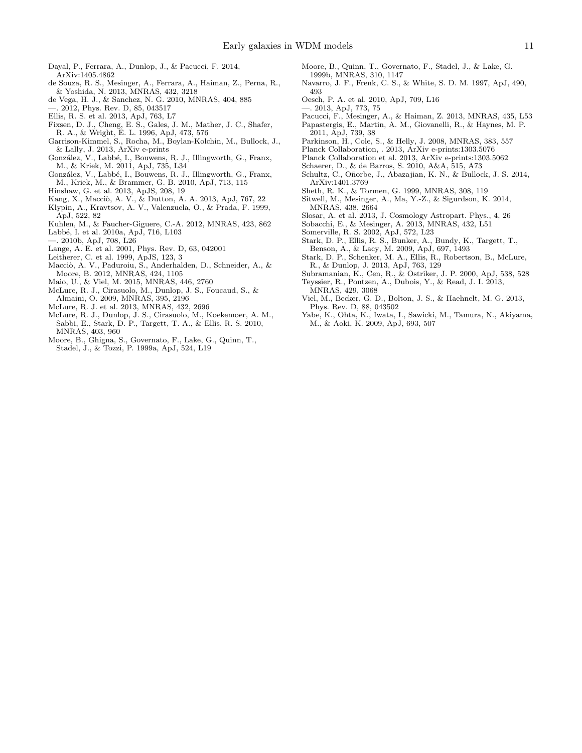Dayal, P., Ferrara, A., Dunlop, J., & Pacucci, F. 2014, ArXiv:1405.4862

de Souza, R. S., Mesinger, A., Ferrara, A., Haiman, Z., Perna, R., & Yoshida, N. 2013, MNRAS, 432, 3218

de Vega, H. J., & Sanchez, N. G. 2010, MNRAS, 404, 885

—. 2012, Phys. Rev. D, 85, 043517

Ellis, R. S. et al. 2013, ApJ, 763, L7

Fixsen, D. J., Cheng, E. S., Gales, J. M., Mather, J. C., Shafer, R. A., & Wright, E. L. 1996, ApJ, 473, 576

Garrison-Kimmel, S., Rocha, M., Boylan-Kolchin, M., Bullock, J., & Lally, J. 2013, ArXiv e-prints

González, V., Labbé, I., Bouwens, R. J., Illingworth, G., Franx, M., & Kriek, M. 2011, ApJ, 735, L34

González, V., Labbé, I., Bouwens, R. J., Illingworth, G., Franx, M., Kriek, M., & Brammer, G. B. 2010, ApJ, 713, 115

Hinshaw, G. et al. 2013, ApJS, 208, 19

Kang, X., Macciò, A. V., & Dutton, A. A. 2013, ApJ, 767, 22

Klypin, A., Kravtsov, A. V., Valenzuela, O., & Prada, F. 1999, ApJ, 522, 82

Kuhlen, M., & Faucher-Giguere, C.-A. 2012, MNRAS, 423, 862

Labbé, I. et al. 2010a, ApJ, 716, L103

—. 2010b, ApJ, 708, L26

Lange, A. E. et al. 2001, Phys. Rev. D, 63, 042001

Leitherer, C. et al. 1999, ApJS, 123, 3

Macciò, A. V., Paduroiu, S., Anderhalden, D., Schneider, A., & Moore, B. 2012, MNRAS, 424, 1105

Maio, U., & Viel, M. 2015, MNRAS, 446, 2760

McLure, R. J., Cirasuolo, M., Dunlop, J. S., Foucaud, S., & Almaini, O. 2009, MNRAS, 395, 2196

McLure, R. J. et al. 2013, MNRAS, 432, 2696

McLure, R. J., Dunlop, J. S., Cirasuolo, M., Koekemoer, A. M., Sabbi, E., Stark, D. P., Targett, T. A., & Ellis, R. S. 2010, MNRAS, 403, 960

Moore, B., Ghigna, S., Governato, F., Lake, G., Quinn, T., Stadel, J., & Tozzi, P. 1999a, ApJ, 524, L19

Moore, B., Quinn, T., Governato, F., Stadel, J., & Lake, G. 1999b, MNRAS, 310, 1147

Navarro, J. F., Frenk, C. S., & White, S. D. M. 1997, ApJ, 490, 493

Oesch, P. A. et al. 2010, ApJ, 709, L16

—. 2013, ApJ, 773, 75

Pacucci, F., Mesinger, A., & Haiman, Z. 2013, MNRAS, 435, L53

Papastergis, E., Martin, A. M., Giovanelli, R., & Haynes, M. P. 2011, ApJ, 739, 38

Parkinson, H., Cole, S., & Helly, J. 2008, MNRAS, 383, 557

Planck Collaboration, . 2013, ArXiv e-prints:1303.5076

Planck Collaboration et al. 2013, ArXiv e-prints:1303.5062

Schaerer, D., & de Barros, S. 2010, A&A, 515, A73

Schultz, C., Oñorbe, J., Abazajian, K. N., & Bullock, J. S. 2014, ArXiv:1401.3769

Sheth, R. K., & Tormen, G. 1999, MNRAS, 308, 119

Sitwell, M., Mesinger, A., Ma, Y.-Z., & Sigurdson, K. 2014, MNRAS, 438, 2664

Slosar, A. et al. 2013, J. Cosmology Astropart. Phys., 4, 26

Sobacchi, E., & Mesinger, A. 2013, MNRAS, 432, L51

Somerville, R. S. 2002, ApJ, 572, L23

Stark, D. P., Ellis, R. S., Bunker, A., Bundy, K., Targett, T., Benson, A., & Lacy, M. 2009, ApJ, 697, 1493

Stark, D. P., Schenker, M. A., Ellis, R., Robertson, B., McLure, R., & Dunlop, J. 2013, ApJ, 763, 129

Subramanian, K., Cen, R., & Ostriker, J. P. 2000, ApJ, 538, 528

Teyssier, R., Pontzen, A., Dubois, Y., & Read, J. I. 2013, MNRAS, 429, 3068

Viel, M., Becker, G. D., Bolton, J. S., & Haehnelt, M. G. 2013, Phys. Rev. D, 88, 043502

Yabe, K., Ohta, K., Iwata, I., Sawicki, M., Tamura, N., Akiyama, M., & Aoki, K. 2009, ApJ, 693, 507